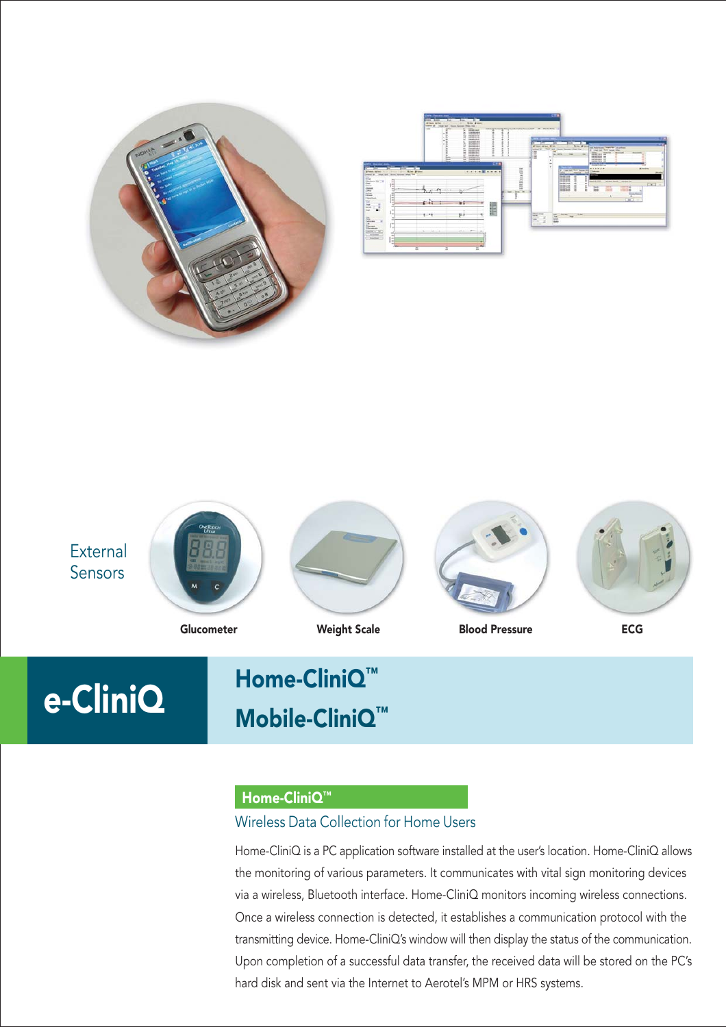External Sensors

Glucometer

Weight Scale

Blood Pressure

ECG

# e-CliniQ

## Home-CliniQ™
## Mobile-CliniQ™

### Home-CliniQ™

Wireless Data Collection for Home Users

Home-CliniQ is a PC application software installed at the user's location. Home-CliniQ allows the monitoring of various parameters. It communicates with vital sign monitoring devices via a wireless, Bluetooth interface. Home-CliniQ monitors incoming wireless connections. Once a wireless connection is detected, it establishes a communication protocol with the transmitting device. Home-CliniQ's window will then display the status of the communication. Upon completion of a successful data transfer, the received data will be stored on the PC's hard disk and sent via the Internet to Aerotel's MPM or HRS systems.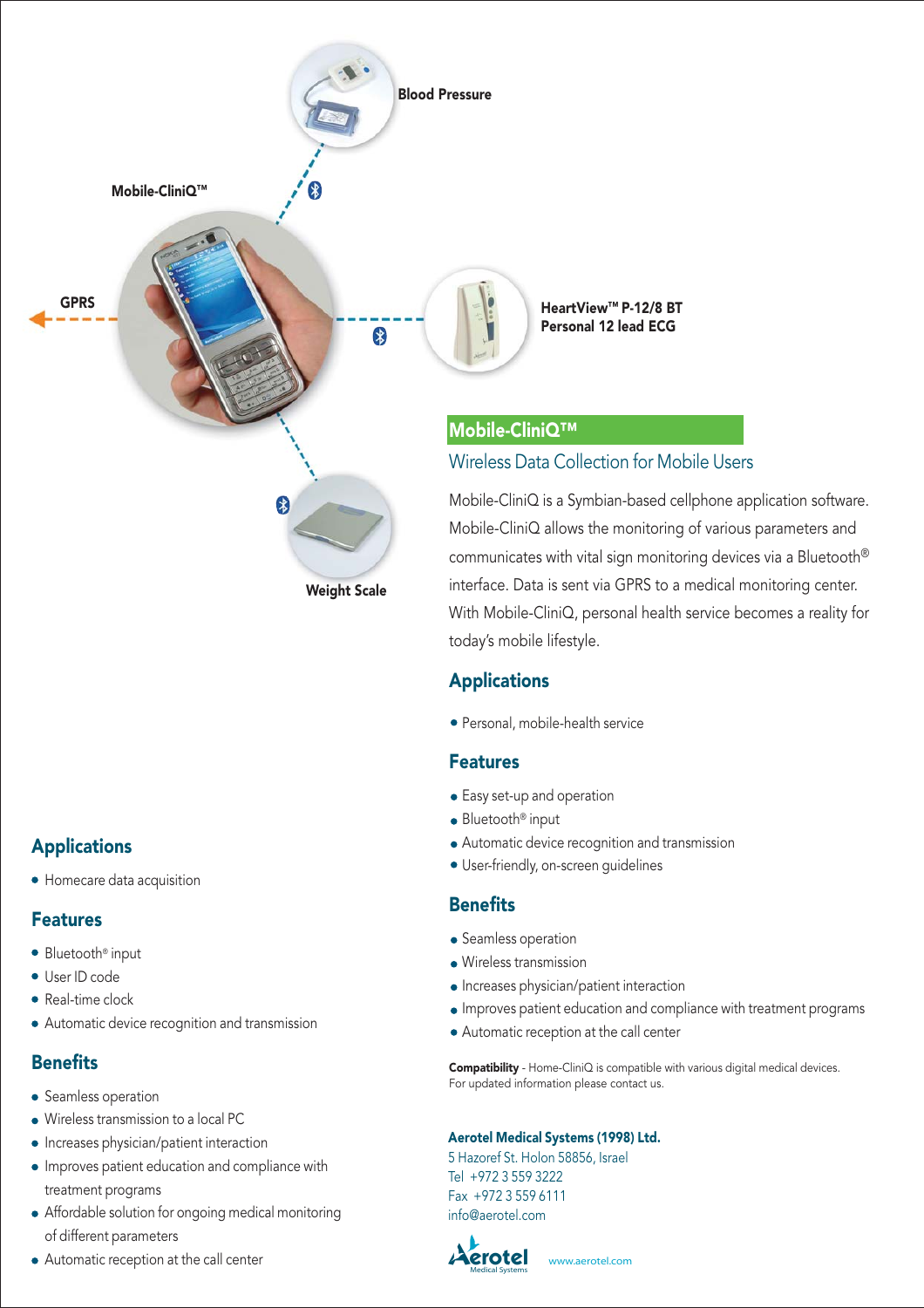Blood Pressure

Mobile-CliniQ™

GPRS

HeartView™ P-12/8 BT
Personal 12 lead ECG

Weight Scale

## Mobile-CliniQ™

### Wireless Data Collection for Mobile Users

Mobile-CliniQ is a Symbian-based cellphone application software. Mobile-CliniQ allows the monitoring of various parameters and communicates with vital sign monitoring devices via a Bluetooth® interface. Data is sent via GPRS to a medical monitoring center. With Mobile-CliniQ, personal health service becomes a reality for today's mobile lifestyle.

### Applications

- Personal, mobile-health service

### Features

- Easy set-up and operation
- Bluetooth® input
- Automatic device recognition and transmission
- User-friendly, on-screen guidelines

### Benefits

- Seamless operation
- Wireless transmission
- Increases physician/patient interaction
- Improves patient education and compliance with treatment programs
- Automatic reception at the call center

**Compatibility** - Home-CliniQ is compatible with various digital medical devices. For updated information please contact us.

### Applications

- Homecare data acquisition

### Features

- Bluetooth® input
- User ID code
- Real-time clock
- Automatic device recognition and transmission

### Benefits

- Seamless operation
- Wireless transmission to a local PC
- Increases physician/patient interaction
- Improves patient education and compliance with treatment programs
- Affordable solution for ongoing medical monitoring of different parameters
- Automatic reception at the call center

**Aerotel Medical Systems (1998) Ltd.**
5 Hazoref St. Holon 58856, Israel
Tel +972 3 559 3222
Fax +972 3 559 6111
info@aerotel.com

Aerotel Medical Systems

www.aerotel.com